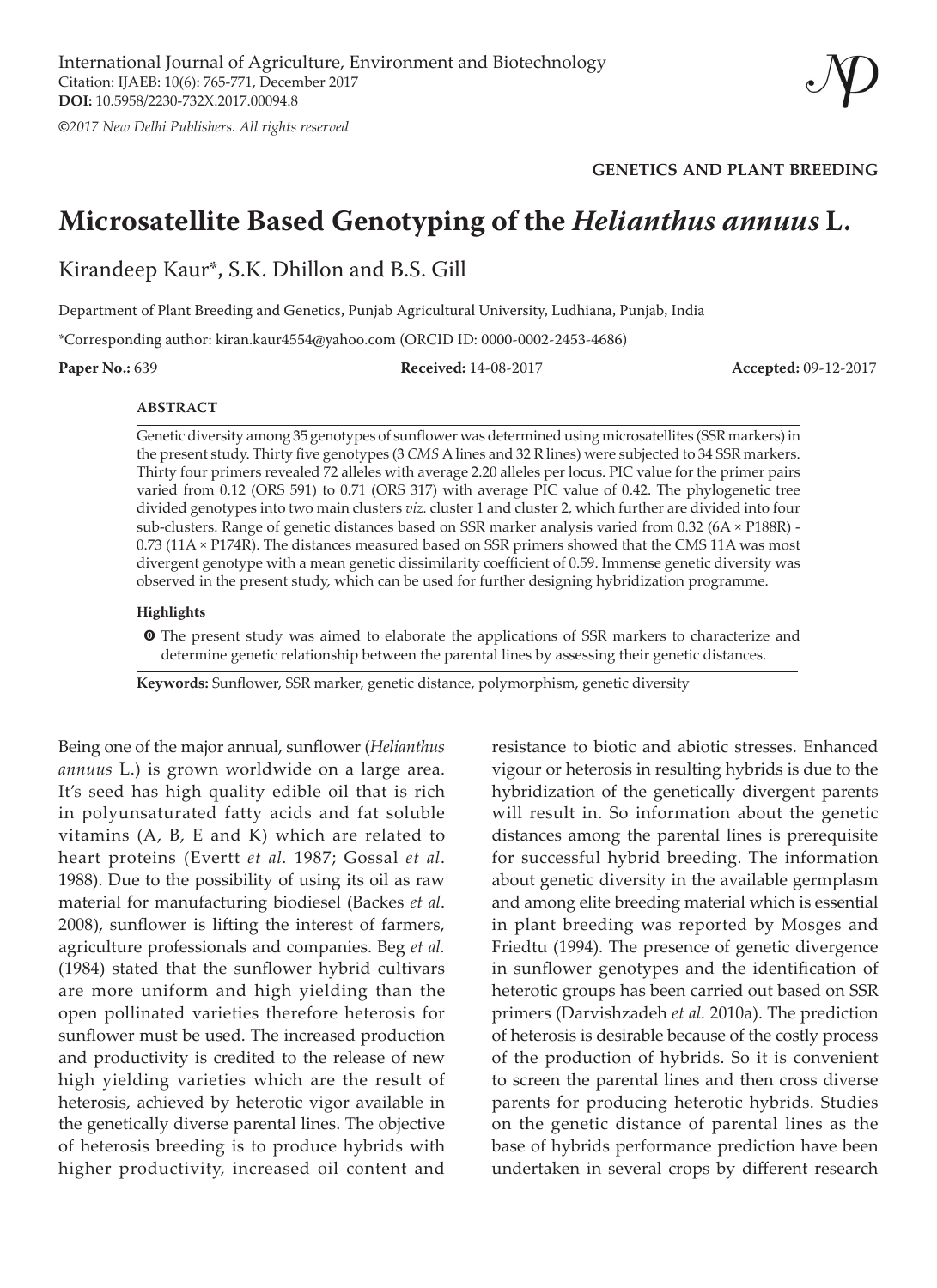GENETICS AND PLANT BREEDING

# Microsatellite Based Genotyping of the *Helianthus annuus* L.

Kirandeep Kaur*, S.K. Dhillon and B.S. Gill

Department of Plant Breeding and Genetics, Punjab Agricultural University, Ludhiana, Punjab, India

*Corresponding author: kiran.kaur4554@yahoo.com (ORCID ID: 0000-0002-2453-4686)

**Paper No.:** 639 **Received:** 14-08-2017 **Accepted:** 09-12-2017

## ABSTRACT

Genetic diversity among 35 genotypes of sunflower was determined using microsatellites (SSR markers) in the present study. Thirty five genotypes (3 *CMS* A lines and 32 R lines) were subjected to 34 SSR markers. Thirty four primers revealed 72 alleles with average 2.20 alleles per locus. PIC value for the primer pairs varied from 0.12 (ORS 591) to 0.71 (ORS 317) with average PIC value of 0.42. The phylogenetic tree divided genotypes into two main clusters *viz.* cluster 1 and cluster 2, which further are divided into four sub-clusters. Range of genetic distances based on SSR marker analysis varied from 0.32 (6A × P188R) - 0.73 (11A × P174R). The distances measured based on SSR primers showed that the CMS 11A was most divergent genotype with a mean genetic dissimilarity coefficient of 0.59. Immense genetic diversity was observed in the present study, which can be used for further designing hybridization programme.

#### Highlights

- The present study was aimed to elaborate the applications of SSR markers to characterize and determine genetic relationship between the parental lines by assessing their genetic distances.

**Keywords:** Sunflower, SSR marker, genetic distance, polymorphism, genetic diversity

Being one of the major annual, sunflower (*Helianthus annuus* L.) is grown worldwide on a large area. It's seed has high quality edible oil that is rich in polyunsaturated fatty acids and fat soluble vitamins (A, B, E and K) which are related to heart proteins (Evertt *et al.* 1987; Gossal *et al*. 1988). Due to the possibility of using its oil as raw material for manufacturing biodiesel (Backes *et al*. 2008), sunflower is lifting the interest of farmers, agriculture professionals and companies. Beg *et al.* (1984) stated that the sunflower hybrid cultivars are more uniform and high yielding than the open pollinated varieties therefore heterosis for sunflower must be used. The increased production and productivity is credited to the release of new high yielding varieties which are the result of heterosis, achieved by heterotic vigor available in the genetically diverse parental lines. The objective of heterosis breeding is to produce hybrids with higher productivity, increased oil content and resistance to biotic and abiotic stresses. Enhanced vigour or heterosis in resulting hybrids is due to the hybridization of the genetically divergent parents will result in. So information about the genetic distances among the parental lines is prerequisite for successful hybrid breeding. The information about genetic diversity in the available germplasm and among elite breeding material which is essential in plant breeding was reported by Mosges and Friedtu (1994). The presence of genetic divergence in sunflower genotypes and the identification of heterotic groups has been carried out based on SSR primers (Darvishzadeh *et al.* 2010a). The prediction of heterosis is desirable because of the costly process of the production of hybrids. So it is convenient to screen the parental lines and then cross diverse parents for producing heterotic hybrids. Studies on the genetic distance of parental lines as the base of hybrids performance prediction have been undertaken in several crops by different research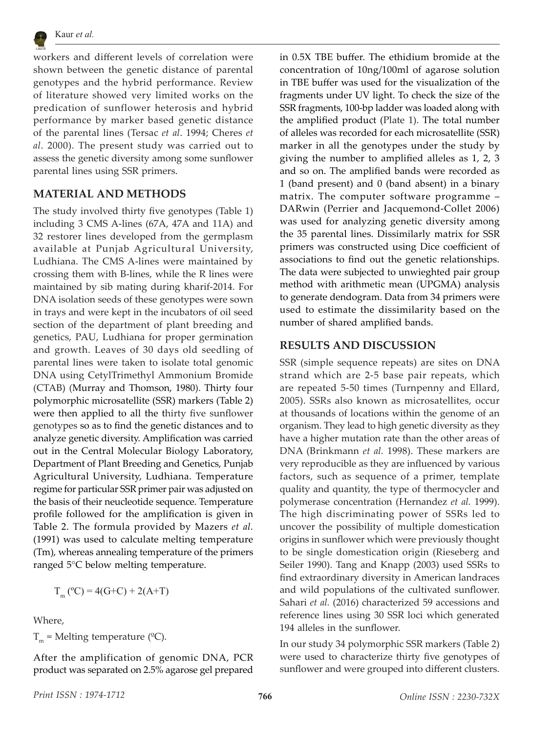workers and different levels of correlation were shown between the genetic distance of parental genotypes and the hybrid performance. Review of literature showed very limited works on the predication of sunflower heterosis and hybrid performance by marker based genetic distance of the parental lines (Tersac *et al*. 1994; Cheres *et al*. 2000). The present study was carried out to assess the genetic diversity among some sunflower parental lines using SSR primers.

## MATERIAL AND METHODS

The study involved thirty five genotypes (Table 1) including 3 CMS A-lines (67A, 47A and 11A) and 32 restorer lines developed from the germplasm available at Punjab Agricultural University, Ludhiana. The CMS A-lines were maintained by crossing them with B-lines, while the R lines were maintained by sib mating during kharif-2014. For DNA isolation seeds of these genotypes were sown in trays and were kept in the incubators of oil seed section of the department of plant breeding and genetics, PAU, Ludhiana for proper germination and growth. Leaves of 30 days old seedling of parental lines were taken to isolate total genomic DNA using CetylTrimethyl Ammonium Bromide (CTAB) (Murray and Thomson, 1980). Thirty four polymorphic microsatellite (SSR) markers (Table 2) were then applied to all the thirty five sunflower genotypes so as to find the genetic distances and to analyze genetic diversity. Amplification was carried out in the Central Molecular Biology Laboratory, Department of Plant Breeding and Genetics, Punjab Agricultural University, Ludhiana. Temperature regime for particular SSR primer pair was adjusted on the basis of their neucleotide sequence. Temperature profile followed for the amplification is given in Table 2. The formula provided by Mazers *et al.* (1991) was used to calculate melting temperature (Tm), whereas annealing temperature of the primers ranged 5°C below melting temperature.

$$T_m\,(^{\circ}C) = 4(G+C) + 2(A+T)$$

Where,

$T_m$ = Melting temperature (ºC).

After the amplification of genomic DNA, PCR product was separated on 2.5% agarose gel prepared in 0.5X TBE buffer. The ethidium bromide at the concentration of 10ng/100ml of agarose solution in TBE buffer was used for the visualization of the fragments under UV light. To check the size of the SSR fragments, 100-bp ladder was loaded along with the amplified product (Plate 1). The total number of alleles was recorded for each microsatellite (SSR) marker in all the genotypes under the study by giving the number to amplified alleles as 1, 2, 3 and so on. The amplified bands were recorded as 1 (band present) and 0 (band absent) in a binary matrix. The computer software programme – DARwin (Perrier and Jacquemond-Collet 2006) was used for analyzing genetic diversity among the 35 parental lines. Dissimilarly matrix for SSR primers was constructed using Dice coefficient of associations to find out the genetic relationships. The data were subjected to unwieghted pair group method with arithmetic mean (UPGMA) analysis to generate dendogram. Data from 34 primers were used to estimate the dissimilarity based on the number of shared amplified bands.

## RESULTS AND DISCUSSION

SSR (simple sequence repeats) are sites on DNA strand which are 2-5 base pair repeats, which are repeated 5-50 times (Turnpenny and Ellard, 2005). SSRs also known as microsatellites, occur at thousands of locations within the genome of an organism. They lead to high genetic diversity as they have a higher mutation rate than the other areas of DNA (Brinkmann *et al.* 1998). These markers are very reproducible as they are influenced by various factors, such as sequence of a primer, template quality and quantity, the type of thermocycler and polymerase concentration (Hernandez *et al.* 1999). The high discriminating power of SSRs led to uncover the possibility of multiple domestication origins in sunflower which were previously thought to be single domestication origin (Rieseberg and Seiler 1990). Tang and Knapp (2003) used SSRs to find extraordinary diversity in American landraces and wild populations of the cultivated sunflower. Sahari *et al.* (2016) characterized 59 accessions and reference lines using 30 SSR loci which generated 194 alleles in the sunflower.

In our study 34 polymorphic SSR markers (Table 2) were used to characterize thirty five genotypes of sunflower and were grouped into different clusters.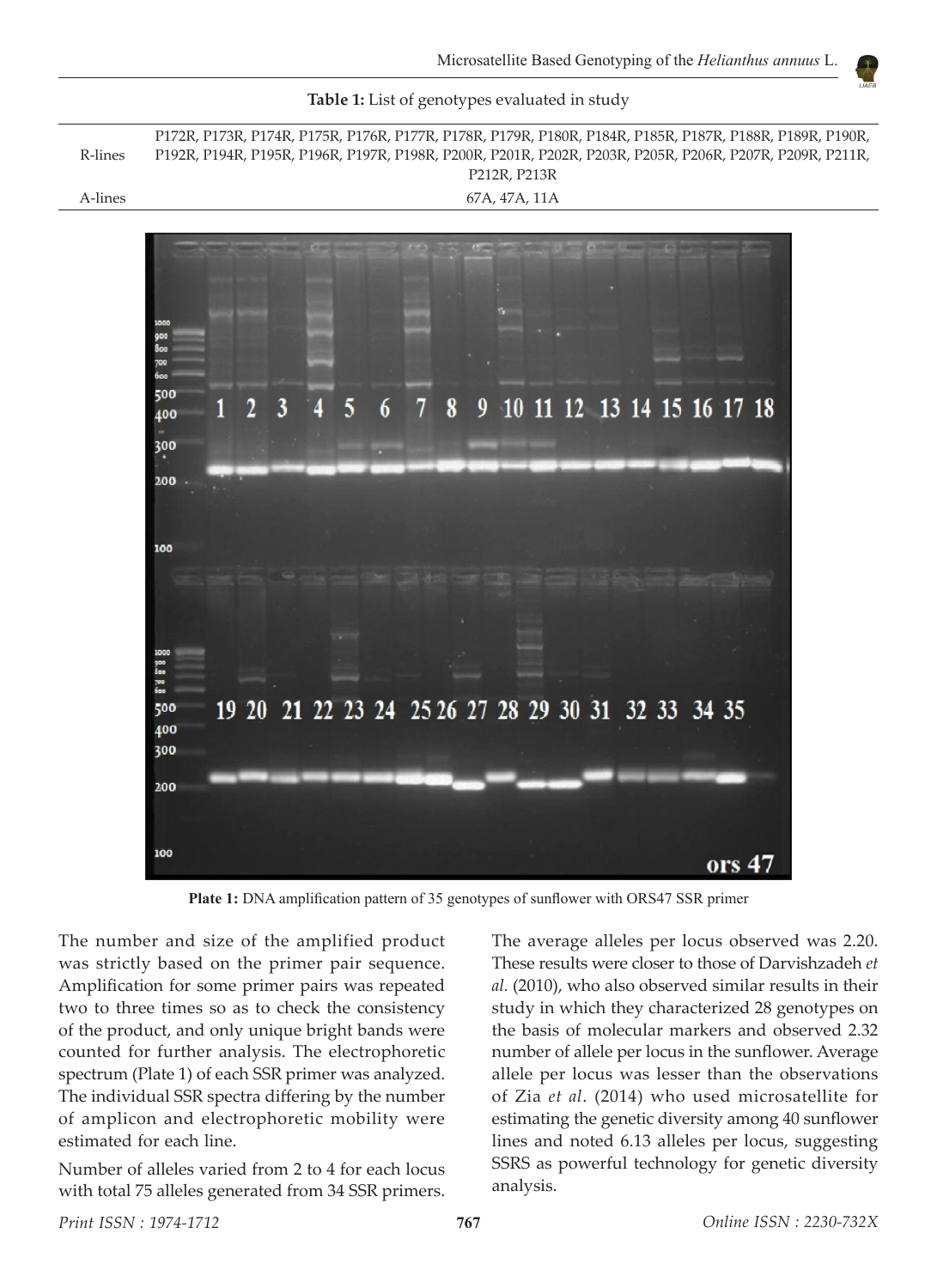**Table 1:** List of genotypes evaluated in study

| | |
|---|---|
| R-lines | P172R, P173R, P174R, P175R, P176R, P177R, P178R, P179R, P180R, P184R, P185R, P187R, P188R, P189R, P190R, P192R, P194R, P195R, P196R, P197R, P198R, P200R, P201R, P202R, P203R, P205R, P206R, P207R, P209R, P211R, P212R, P213R |
| A-lines | 67A, 47A, 11A |

**Plate 1:** DNA amplification pattern of 35 genotypes of sunflower with ORS47 SSR primer

The number and size of the amplified product was strictly based on the primer pair sequence. Amplification for some primer pairs was repeated two to three times so as to check the consistency of the product, and only unique bright bands were counted for further analysis. The electrophoretic spectrum (Plate 1) of each SSR primer was analyzed. The individual SSR spectra differing by the number of amplicon and electrophoretic mobility were estimated for each line.

Number of alleles varied from 2 to 4 for each locus with total 75 alleles generated from 34 SSR primers. The average alleles per locus observed was 2.20. These results were closer to those of Darvishzadeh *et al.* (2010), who also observed similar results in their study in which they characterized 28 genotypes on the basis of molecular markers and observed 2.32 number of allele per locus in the sunflower. Average allele per locus was lesser than the observations of Zia *et al*. (2014) who used microsatellite for estimating the genetic diversity among 40 sunflower lines and noted 6.13 alleles per locus, suggesting SSRS as powerful technology for genetic diversity analysis.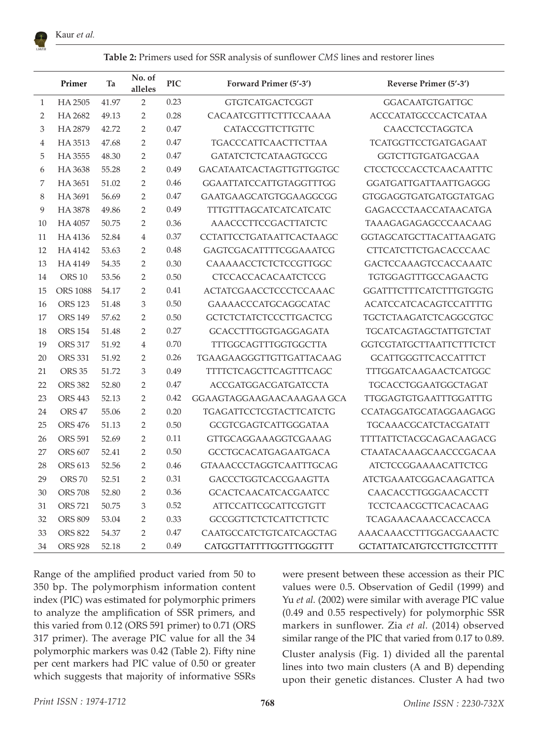**Table 2:** Primers used for SSR analysis of sunflower *CMS* lines and restorer lines

| | Primer | Ta | No. of alleles | PIC | Forward Primer (5′-3′) | Reverse Primer (5′-3′) |
|---|---|---|---|---|---|---|
| 1 | HA 2505 | 41.97 | 2 | 0.23 | GTGTCATGACTCGGT | GGACAATGTGATTGC |
| 2 | HA 2682 | 49.13 | 2 | 0.28 | CACAATCGTTTCTTTCCAAAA | ACCCATATGCCCACTCATAA |
| 3 | HA 2879 | 42.72 | 2 | 0.47 | CATACCGTTCTTGTTC | CAACCTCCTAGGTCA |
| 4 | HA 3513 | 47.68 | 2 | 0.47 | TGACCCATTCAACTTCTTAA | TCATGGTTCCTGATGAGAAT |
| 5 | HA 3555 | 48.30 | 2 | 0.47 | GATATCTCTCATAAGTGCCG | GGTCTTGTGATGACGAA |
| 6 | HA 3638 | 55.28 | 2 | 0.49 | GACATAATCACTAGTTGTTGGTGC | CTCCTCCCACCTCAACAATTTC |
| 7 | HA 3651 | 51.02 | 2 | 0.46 | GGAATTATCCATTGTAGGTTTGG | GGATGATTGATTAATTGAGGG |
| 8 | HA 3691 | 56.69 | 2 | 0.47 | GAATGAAGCATGTGGAAGGCGG | GTGGAGGTGATGATGGTATGAG |
| 9 | HA 3878 | 49.86 | 2 | 0.49 | TTTGTTTAGCATCATCATCATC | GAGACCCTAACCATAACATGA |
| 10 | HA 4057 | 50.75 | 2 | 0.36 | AAACCCTTCCGACTTATCTC | TAAAGAGAGAGCCCAACAAG |
| 11 | HA 4136 | 52.84 | 4 | 0.37 | CCTATTCCTGATAATTCACTAAGC | GGTAGCATGCTTACATTAAGATG |
| 12 | HA 4142 | 53.63 | 2 | 0.48 | GAGTCGACATTTTCGGAAATCG | CTTCATCTTCTGACACCCAAC |
| 13 | HA 4149 | 54.35 | 2 | 0.30 | CAAAAACCTCTCTCCGTTGGC | GACTCCAAAGTCCACCAAATC |
| 14 | ORS 10 | 53.56 | 2 | 0.50 | CTCCACCACACAATCTCCG | TGTGGAGTTTGCCAGAACTG |
| 15 | ORS 1088 | 54.17 | 2 | 0.41 | ACTATCGAACCTCCCTCCAAAC | GGATTTCTTTCATCTTTGTGGTG |
| 16 | ORS 123 | 51.48 | 3 | 0.50 | GAAAACCCATGCAGGCATAC | ACATCCATCACAGTCCATTTTG |
| 17 | ORS 149 | 57.62 | 2 | 0.50 | GCTCTCTATCTCCCTTGACTCG | TGCTCTAAGATCTCAGGCGTGC |
| 18 | ORS 154 | 51.48 | 2 | 0.27 | GCACCTTTGGTGAGGAGATA | TGCATCAGTAGCTATTGTCTAT |
| 19 | ORS 317 | 51.92 | 4 | 0.70 | TTTGGCAGTTTGGTGGCTTA | GGTCGTATGCTTAATTCTTTCTCT |
| 20 | ORS 331 | 51.92 | 2 | 0.26 | TGAAGAAGGGTTGTTGATTACAAG | GCATTGGGTTCACCATTTCT |
| 21 | ORS 35 | 51.72 | 3 | 0.49 | TTTTCTCAGCTTCAGTTTCAGC | TTTGGATCAAGAACTCATGGC |
| 22 | ORS 382 | 52.80 | 2 | 0.47 | ACCGATGGACGATGATCCTA | TGCACCTGGAATGGCTAGAT |
| 23 | ORS 443 | 52.13 | 2 | 0.42 | GGAAGTAGGAAGAACAAAGAA GCA | TTGGAGTGTGAATTTGGATTTG |
| 24 | ORS 47 | 55.06 | 2 | 0.20 | TGAGATTCCTCGTACTTCATCTG | CCATAGGATGCATAGGAAGAGG |
| 25 | ORS 476 | 51.13 | 2 | 0.50 | GCGTCGAGTCATTGGGATAA | TGCAAACGCATCTACGATATT |
| 26 | ORS 591 | 52.69 | 2 | 0.11 | GTTGCAGGAAAGGTCGAAAG | TTTTATTCTACGCAGACAAGACG |
| 27 | ORS 607 | 52.41 | 2 | 0.50 | GCCTGCACATGAGAATGACA | CTAATACAAAGCAACCCGACAA |
| 28 | ORS 613 | 52.56 | 2 | 0.46 | GTAAACCCTAGGTCAATTTGCAG | ATCTCCGGAAAACATTCTCG |
| 29 | ORS 70 | 52.51 | 2 | 0.31 | GACCCTGGTCACCGAAGTTA | ATCTGAAATCGGACAAGATTCA |
| 30 | ORS 708 | 52.80 | 2 | 0.36 | GCACTCAACATCACGAATCC | CAACACCTTGGGAACACCTT |
| 31 | ORS 721 | 50.75 | 3 | 0.52 | ATTCCATTCGCATTCGTGTT | TCCTCAACGCTTCACACAAG |
| 32 | ORS 809 | 53.04 | 2 | 0.33 | GCCGGTTCTCTCATTCTTCTC | TCAGAAACAAACCACCACCA |
| 33 | ORS 822 | 54.37 | 2 | 0.47 | CAATGCCATCTGTCATCAGCTAG | AAACAAACCTTTGGACGAAACTC |
| 34 | ORS 928 | 52.18 | 2 | 0.49 | CATGGTTATTTTGGTTTGGGTTT | GCTATTATCATGTCCTTGTCCTTTT |

Range of the amplified product varied from 50 to 350 bp. The polymorphism information content index (PIC) was estimated for polymorphic primers to analyze the amplification of SSR primers, and this varied from 0.12 (ORS 591 primer) to 0.71 (ORS 317 primer). The average PIC value for all the 34 polymorphic markers was 0.42 (Table 2). Fifty nine per cent markers had PIC value of 0.50 or greater which suggests that majority of informative SSRs were present between these accession as their PIC values were 0.5. Observation of Gedil (1999) and Yu *et al.* (2002) were similar with average PIC value (0.49 and 0.55 respectively) for polymorphic SSR markers in sunflower. Zia *et al.* (2014) observed similar range of the PIC that varied from 0.17 to 0.89.

Cluster analysis (Fig. 1) divided all the parental lines into two main clusters (A and B) depending upon their genetic distances. Cluster A had two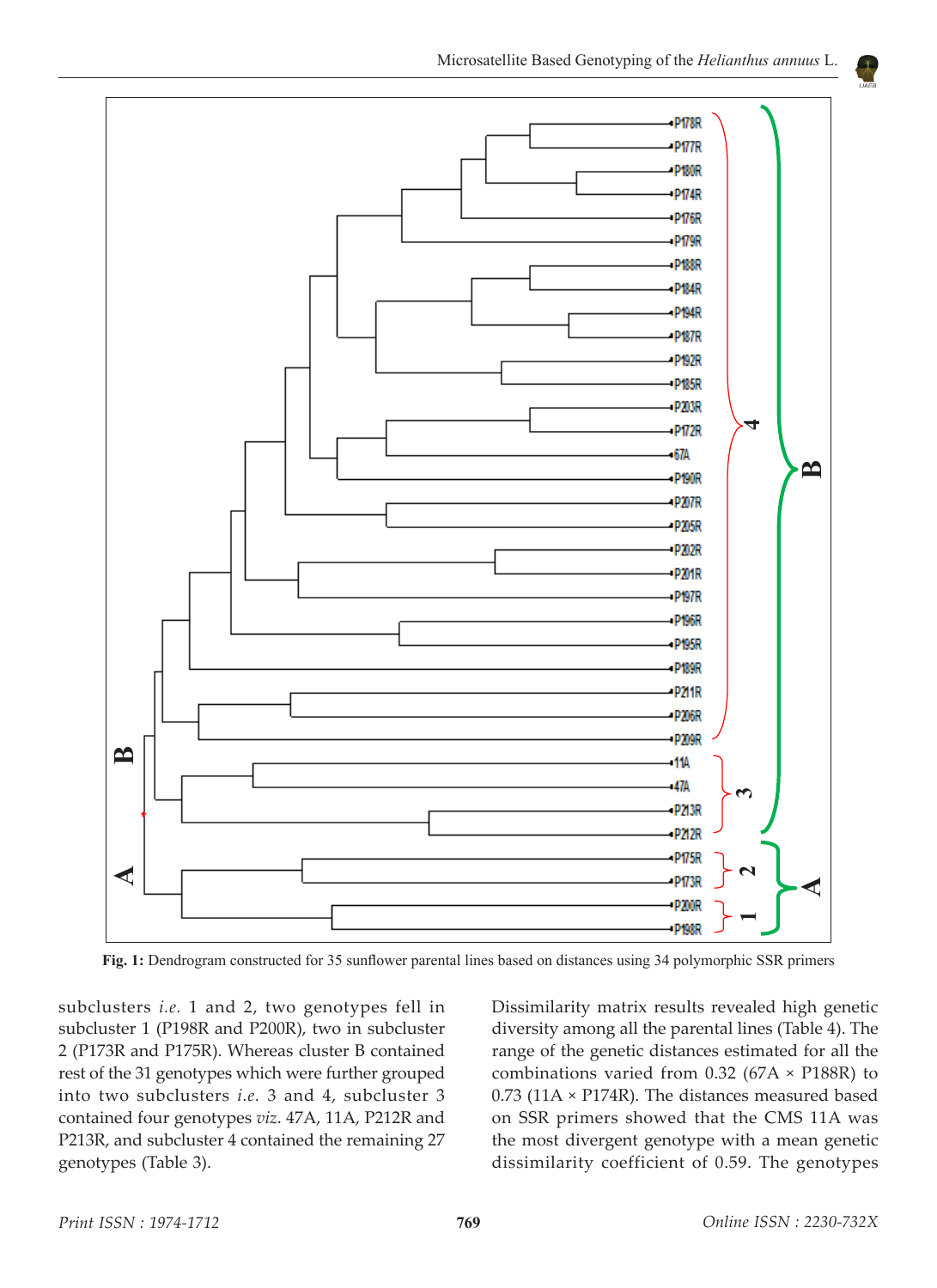**Fig. 1:** Dendrogram constructed for 35 sunflower parental lines based on distances using 34 polymorphic SSR primers

subclusters *i.e.* 1 and 2, two genotypes fell in subcluster 1 (P198R and P200R), two in subcluster 2 (P173R and P175R). Whereas cluster B contained rest of the 31 genotypes which were further grouped into two subclusters *i.e.* 3 and 4, subcluster 3 contained four genotypes *viz*. 47A, 11A, P212R and P213R, and subcluster 4 contained the remaining 27 genotypes (Table 3).

Dissimilarity matrix results revealed high genetic diversity among all the parental lines (Table 4). The range of the genetic distances estimated for all the combinations varied from 0.32 (67A × P188R) to 0.73 (11A × P174R). The distances measured based on SSR primers showed that the CMS 11A was the most divergent genotype with a mean genetic dissimilarity coefficient of 0.59. The genotypes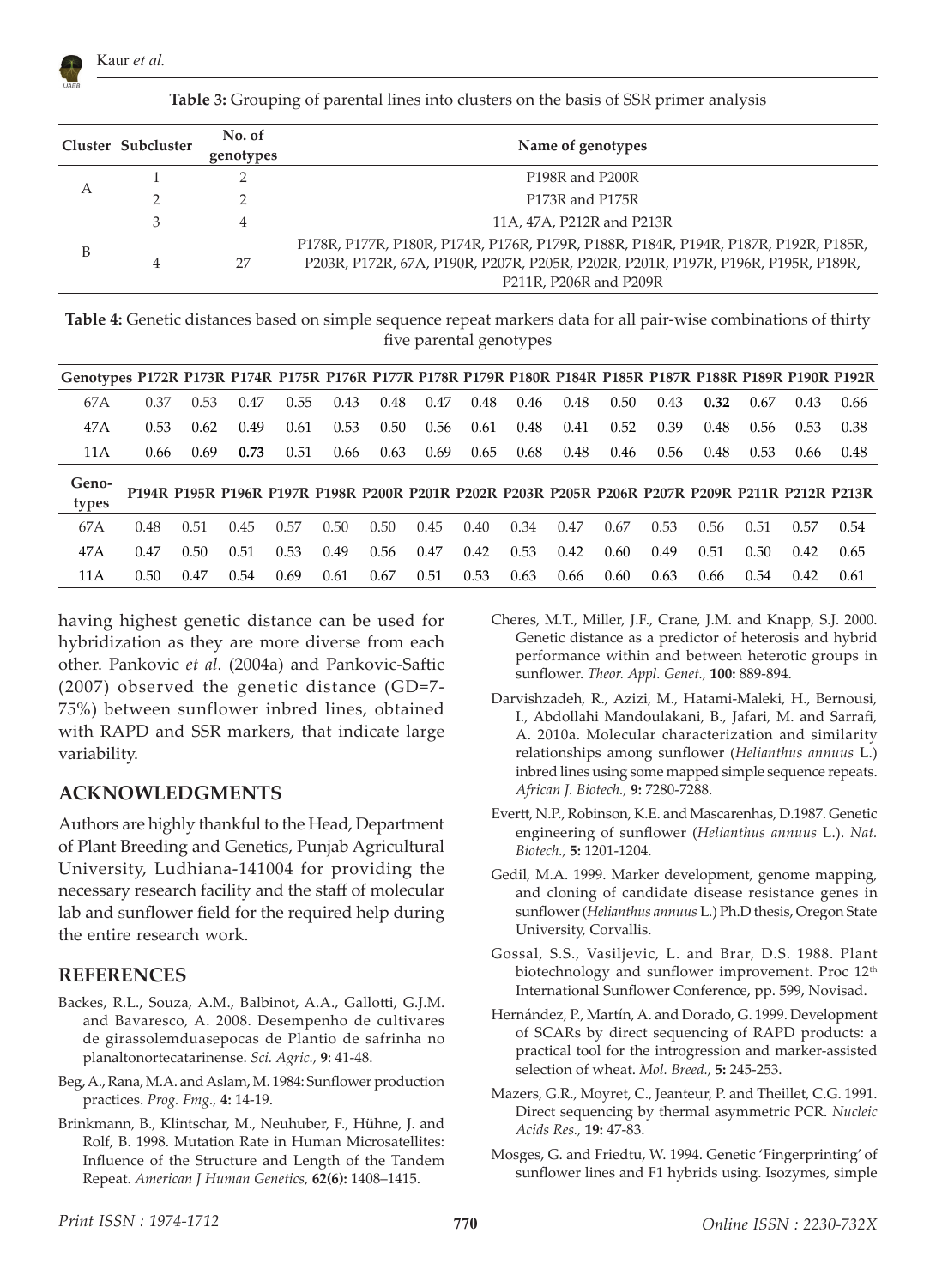**Table 3:** Grouping of parental lines into clusters on the basis of SSR primer analysis

| Cluster | Subcluster | No. of genotypes | Name of genotypes |
|---|---|---|---|
| A | 1 | 2 | P198R and P200R |
| | 2 | 2 | P173R and P175R |
| B | 3 | 4 | 11A, 47A, P212R and P213R |
| | 4 | 27 | P178R, P177R, P180R, P174R, P176R, P179R, P188R, P184R, P194R, P187R, P192R, P185R, P203R, P172R, 67A, P190R, P207R, P205R, P202R, P201R, P197R, P196R, P195R, P189R, P211R, P206R and P209R |

**Table 4:** Genetic distances based on simple sequence repeat markers data for all pair-wise combinations of thirty five parental genotypes

| Genotypes | P172R | P173R | P174R | P175R | P176R | P177R | P178R | P179R | P180R | P184R | P185R | P187R | P188R | P189R | P190R | P192R |
|---|---|---|---|---|---|---|---|---|---|---|---|---|---|---|---|---|
| 67A | 0.37 | 0.53 | 0.47 | 0.55 | 0.43 | 0.48 | 0.47 | 0.48 | 0.46 | 0.48 | 0.50 | 0.43 | **0.32** | 0.67 | 0.43 | 0.66 |
| 47A | 0.53 | 0.62 | 0.49 | 0.61 | 0.53 | 0.50 | 0.56 | 0.61 | 0.48 | 0.41 | 0.52 | 0.39 | 0.48 | 0.56 | 0.53 | 0.38 |
| 11A | 0.66 | 0.69 | **0.73** | 0.51 | 0.66 | 0.63 | 0.69 | 0.65 | 0.68 | 0.48 | 0.46 | 0.56 | 0.48 | 0.53 | 0.66 | 0.48 |

| Genotypes | P194R | P195R | P196R | P197R | P198R | P200R | P201R | P202R | P203R | P205R | P206R | P207R | P209R | P211R | P212R | P213R |
|---|---|---|---|---|---|---|---|---|---|---|---|---|---|---|---|---|
| 67A | 0.48 | 0.51 | 0.45 | 0.57 | 0.50 | 0.50 | 0.45 | 0.40 | 0.34 | 0.47 | 0.67 | 0.53 | 0.56 | 0.51 | 0.57 | 0.54 |
| 47A | 0.47 | 0.50 | 0.51 | 0.53 | 0.49 | 0.56 | 0.47 | 0.42 | 0.53 | 0.42 | 0.60 | 0.49 | 0.51 | 0.50 | 0.42 | 0.65 |
| 11A | 0.50 | 0.47 | 0.54 | 0.69 | 0.61 | 0.67 | 0.51 | 0.53 | 0.63 | 0.66 | 0.60 | 0.63 | 0.66 | 0.54 | 0.42 | 0.61 |

having highest genetic distance can be used for hybridization as they are more diverse from each other. Pankovic *et al.* (2004a) and Pankovic-Saftic (2007) observed the genetic distance (GD=7-75%) between sunflower inbred lines, obtained with RAPD and SSR markers, that indicate large variability.

## ACKNOWLEDGMENTS

Authors are highly thankful to the Head, Department of Plant Breeding and Genetics, Punjab Agricultural University, Ludhiana-141004 for providing the necessary research facility and the staff of molecular lab and sunflower field for the required help during the entire research work.

## REFERENCES

Backes, R.L., Souza, A.M., Balbinot, A.A., Gallotti, G.J.M. and Bavaresco, A. 2008. Desempenho de cultivares de girassolemduasepocas de Plantio de safrinha no planaltonortecatarinense. *Sci. Agric.*, **9**: 41-48.

Beg, A., Rana, M.A. and Aslam, M. 1984: Sunflower production practices. *Prog. Fmg.*, **4:** 14-19.

Brinkmann, B., Klintschar, M., Neuhuber, F., Hühne, J. and Rolf, B. 1998. Mutation Rate in Human Microsatellites: Influence of the Structure and Length of the Tandem Repeat. *American J Human Genetics*, **62(6):** 1408–1415.

Cheres, M.T., Miller, J.F., Crane, J.M. and Knapp, S.J. 2000. Genetic distance as a predictor of heterosis and hybrid performance within and between heterotic groups in sunflower. *Theor. Appl. Genet.*, **100:** 889-894.

Darvishzadeh, R., Azizi, M., Hatami-Maleki, H., Bernousi, I., Abdollahi Mandoulakani, B., Jafari, M. and Sarrafi, A. 2010a. Molecular characterization and similarity relationships among sunflower (*Helianthus annuus* L.) inbred lines using some mapped simple sequence repeats. *African J. Biotech.*, **9:** 7280-7288.

Evertt, N.P., Robinson, K.E. and Mascarenhas, D.1987. Genetic engineering of sunflower (*Helianthus annuus* L.). *Nat. Biotech.*, **5:** 1201-1204.

Gedil, M.A. 1999. Marker development, genome mapping, and cloning of candidate disease resistance genes in sunflower (*Helianthus annuus* L.) Ph.D thesis, Oregon State University, Corvallis.

Gossal, S.S., Vasiljevic, L. and Brar, D.S. 1988. Plant biotechnology and sunflower improvement. Proc 12th International Sunflower Conference, pp. 599, Novisad.

Hernández, P., Martín, A. and Dorado, G. 1999. Development of SCARs by direct sequencing of RAPD products: a practical tool for the introgression and marker-assisted selection of wheat. *Mol. Breed.*, **5:** 245-253.

Mazers, G.R., Moyret, C., Jeanteur, P. and Theillet, C.G. 1991. Direct sequencing by thermal asymmetric PCR. *Nucleic Acids Res.*, **19:** 47-83.

Mosges, G. and Friedtu, W. 1994. Genetic 'Fingerprinting' of sunflower lines and F1 hybrids using. Isozymes, simple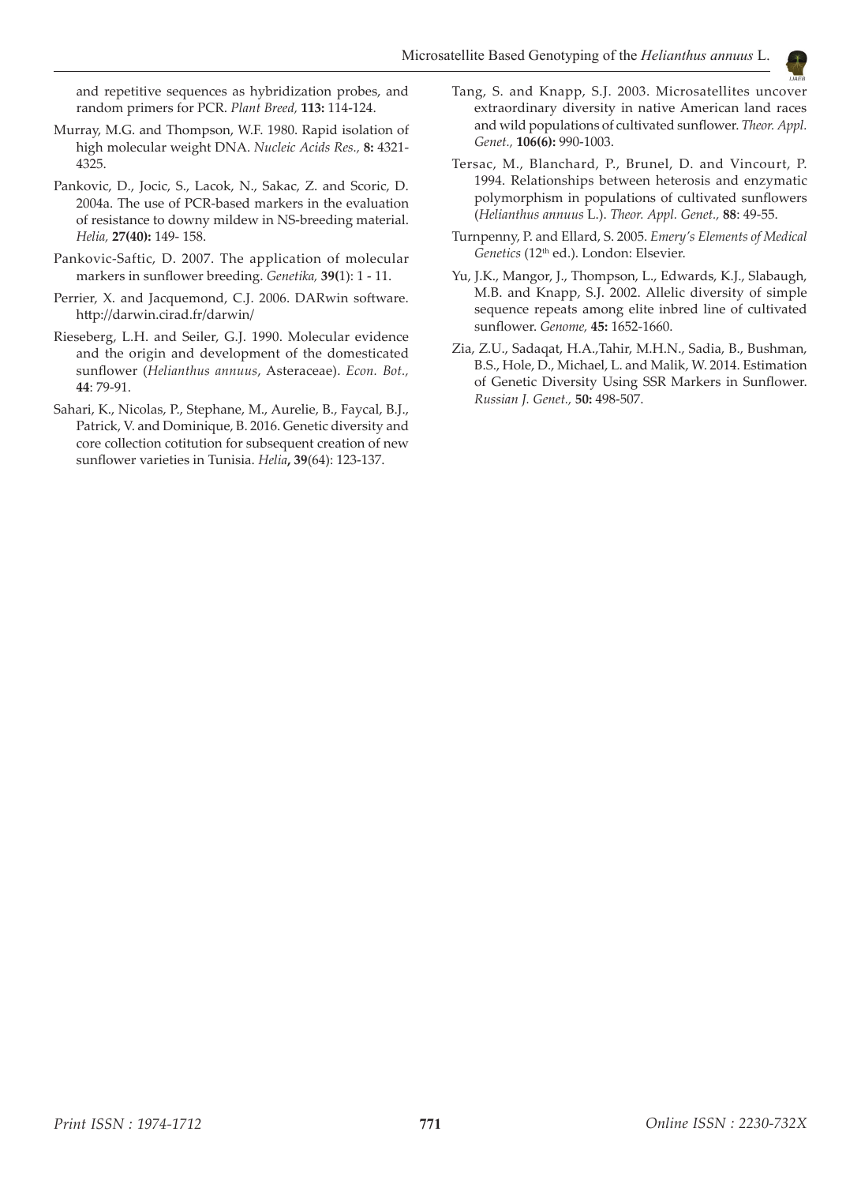and repetitive sequences as hybridization probes, and random primers for PCR. *Plant Breed,* **113:** 114-124.

Murray, M.G. and Thompson, W.F. 1980. Rapid isolation of high molecular weight DNA. *Nucleic Acids Res.,* **8:** 4321-4325.

Pankovic, D., Jocic, S., Lacok, N., Sakac, Z. and Scoric, D. 2004a. The use of PCR-based markers in the evaluation of resistance to downy mildew in NS-breeding material. *Helia,* **27(40):** 149- 158.

Pankovic-Saftic, D. 2007. The application of molecular markers in sunflower breeding. *Genetika,* **39(**1): 1 - 11.

Perrier, X. and Jacquemond, C.J. 2006. DARwin software. http://darwin.cirad.fr/darwin/

Rieseberg, L.H. and Seiler, G.J. 1990. Molecular evidence and the origin and development of the domesticated sunflower (*Helianthus annuus*, Asteraceae). *Econ. Bot.,* **44**: 79-91.

Sahari, K., Nicolas, P., Stephane, M., Aurelie, B., Faycal, B.J., Patrick, V. and Dominique, B. 2016. Genetic diversity and core collection cotitution for subsequent creation of new sunflower varieties in Tunisia. *Helia***, 39**(64): 123-137.

Tang, S. and Knapp, S.J. 2003. Microsatellites uncover extraordinary diversity in native American land races and wild populations of cultivated sunflower. *Theor. Appl. Genet.,* **106(6):** 990-1003.

Tersac, M., Blanchard, P., Brunel, D. and Vincourt, P. 1994. Relationships between heterosis and enzymatic polymorphism in populations of cultivated sunflowers (*Helianthus annuus* L.). *Theor. Appl. Genet.,* **88**: 49-55.

Turnpenny, P. and Ellard, S. 2005. *Emery's Elements of Medical Genetics* (12th ed.). London: Elsevier.

Yu, J.K., Mangor, J., Thompson, L., Edwards, K.J., Slabaugh, M.B. and Knapp, S.J. 2002. Allelic diversity of simple sequence repeats among elite inbred line of cultivated sunflower. *Genome,* **45:** 1652-1660.

Zia, Z.U., Sadaqat, H.A.,Tahir, M.H.N., Sadia, B., Bushman, B.S., Hole, D., Michael, L. and Malik, W. 2014. Estimation of Genetic Diversity Using SSR Markers in Sunflower. *Russian J. Genet.,* **50:** 498-507.